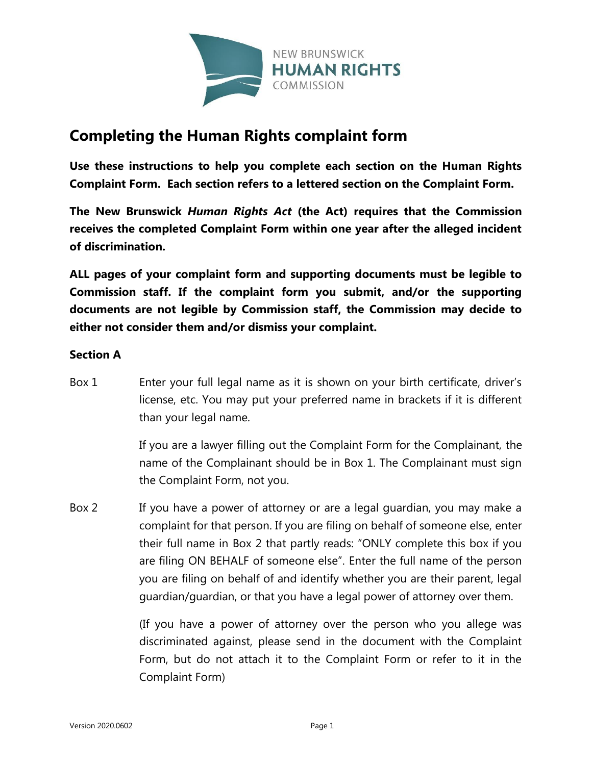NEW BRUNSWICK
**HUMAN RIGHTS**
COMMISSION

# Completing the Human Rights complaint form

**Use these instructions to help you complete each section on the Human Rights Complaint Form. Each section refers to a lettered section on the Complaint Form.**

**The New Brunswick *Human Rights Act* (the Act) requires that the Commission receives the completed Complaint Form within one year after the alleged incident of discrimination.**

**ALL pages of your complaint form and supporting documents must be legible to Commission staff. If the complaint form you submit, and/or the supporting documents are not legible by Commission staff, the Commission may decide to either not consider them and/or dismiss your complaint.**

### Section A

Box 1 — Enter your full legal name as it is shown on your birth certificate, driver's license, etc. You may put your preferred name in brackets if it is different than your legal name.

If you are a lawyer filling out the Complaint Form for the Complainant, the name of the Complainant should be in Box 1. The Complainant must sign the Complaint Form, not you.

Box 2 — If you have a power of attorney or are a legal guardian, you may make a complaint for that person. If you are filing on behalf of someone else, enter their full name in Box 2 that partly reads: "ONLY complete this box if you are filing ON BEHALF of someone else". Enter the full name of the person you are filing on behalf of and identify whether you are their parent, legal guardian/guardian, or that you have a legal power of attorney over them.

(If you have a power of attorney over the person who you allege was discriminated against, please send in the document with the Complaint Form, but do not attach it to the Complaint Form or refer to it in the Complaint Form)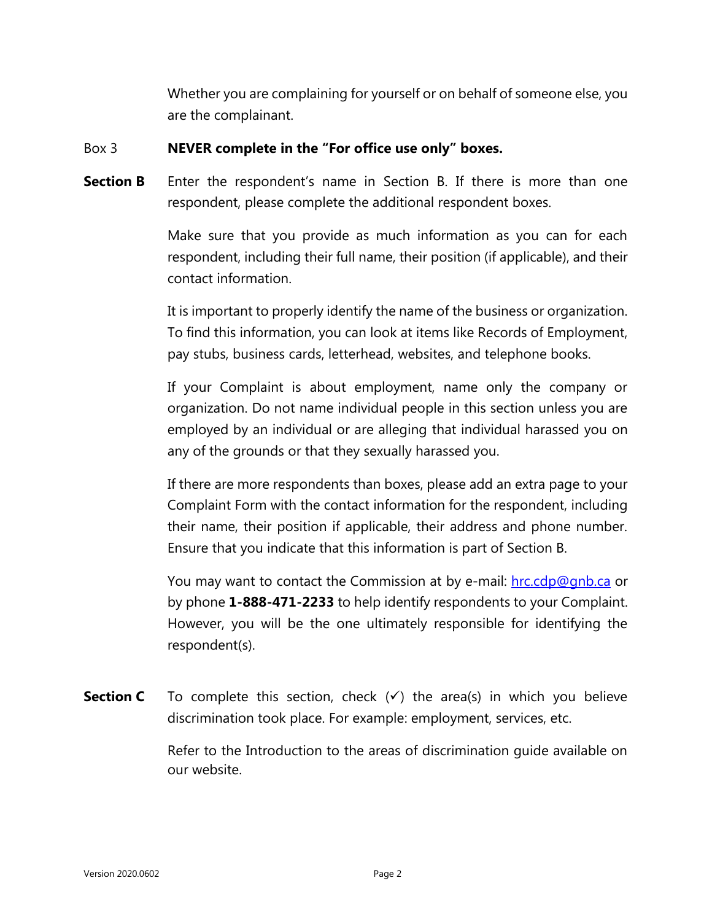Whether you are complaining for yourself or on behalf of someone else, you are the complainant.

Box 3 **NEVER complete in the "For office use only" boxes.**

**Section B** Enter the respondent's name in Section B. If there is more than one respondent, please complete the additional respondent boxes.

Make sure that you provide as much information as you can for each respondent, including their full name, their position (if applicable), and their contact information.

It is important to properly identify the name of the business or organization. To find this information, you can look at items like Records of Employment, pay stubs, business cards, letterhead, websites, and telephone books.

If your Complaint is about employment, name only the company or organization. Do not name individual people in this section unless you are employed by an individual or are alleging that individual harassed you on any of the grounds or that they sexually harassed you.

If there are more respondents than boxes, please add an extra page to your Complaint Form with the contact information for the respondent, including their name, their position if applicable, their address and phone number. Ensure that you indicate that this information is part of Section B.

You may want to contact the Commission at by e-mail: hrc.cdp@gnb.ca or by phone **1-888-471-2233** to help identify respondents to your Complaint. However, you will be the one ultimately responsible for identifying the respondent(s).

**Section C** To complete this section, check (✓) the area(s) in which you believe discrimination took place. For example: employment, services, etc.

Refer to the Introduction to the areas of discrimination guide available on our website.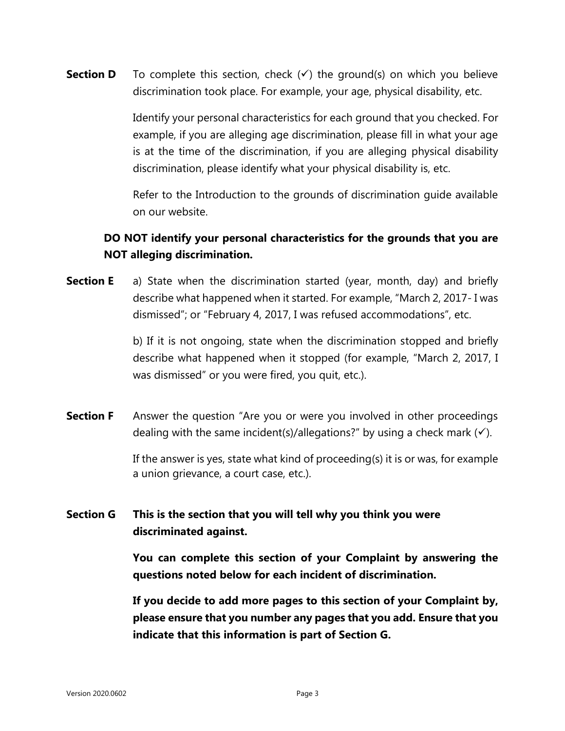**Section D** To complete this section, check (✓) the ground(s) on which you believe discrimination took place. For example, your age, physical disability, etc.

Identify your personal characteristics for each ground that you checked. For example, if you are alleging age discrimination, please fill in what your age is at the time of the discrimination, if you are alleging physical disability discrimination, please identify what your physical disability is, etc.

Refer to the Introduction to the grounds of discrimination guide available on our website.

**DO NOT identify your personal characteristics for the grounds that you are NOT alleging discrimination.**

**Section E** a) State when the discrimination started (year, month, day) and briefly describe what happened when it started. For example, "March 2, 2017- I was dismissed"; or "February 4, 2017, I was refused accommodations", etc.

b) If it is not ongoing, state when the discrimination stopped and briefly describe what happened when it stopped (for example, "March 2, 2017, I was dismissed" or you were fired, you quit, etc.).

**Section F** Answer the question "Are you or were you involved in other proceedings dealing with the same incident(s)/allegations?" by using a check mark (✓).

If the answer is yes, state what kind of proceeding(s) it is or was, for example a union grievance, a court case, etc.).

**Section G This is the section that you will tell why you think you were discriminated against.**

**You can complete this section of your Complaint by answering the questions noted below for each incident of discrimination.**

**If you decide to add more pages to this section of your Complaint by, please ensure that you number any pages that you add. Ensure that you indicate that this information is part of Section G.**

Version 2020.0602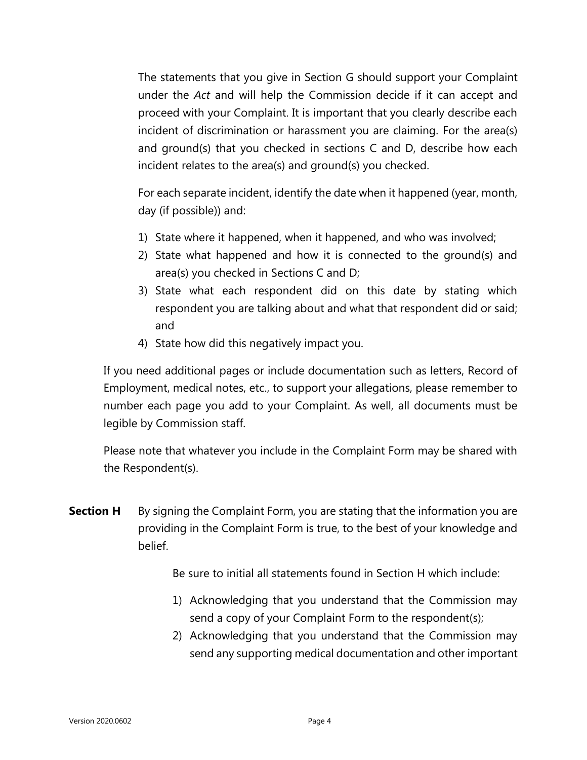The statements that you give in Section G should support your Complaint under the *Act* and will help the Commission decide if it can accept and proceed with your Complaint. It is important that you clearly describe each incident of discrimination or harassment you are claiming. For the area(s) and ground(s) that you checked in sections C and D, describe how each incident relates to the area(s) and ground(s) you checked.

For each separate incident, identify the date when it happened (year, month, day (if possible)) and:

1) State where it happened, when it happened, and who was involved;
2) State what happened and how it is connected to the ground(s) and area(s) you checked in Sections C and D;
3) State what each respondent did on this date by stating which respondent you are talking about and what that respondent did or said; and
4) State how did this negatively impact you.

If you need additional pages or include documentation such as letters, Record of Employment, medical notes, etc., to support your allegations, please remember to number each page you add to your Complaint. As well, all documents must be legible by Commission staff.

Please note that whatever you include in the Complaint Form may be shared with the Respondent(s).

**Section H** By signing the Complaint Form, you are stating that the information you are providing in the Complaint Form is true, to the best of your knowledge and belief.

Be sure to initial all statements found in Section H which include:

1) Acknowledging that you understand that the Commission may send a copy of your Complaint Form to the respondent(s);
2) Acknowledging that you understand that the Commission may send any supporting medical documentation and other important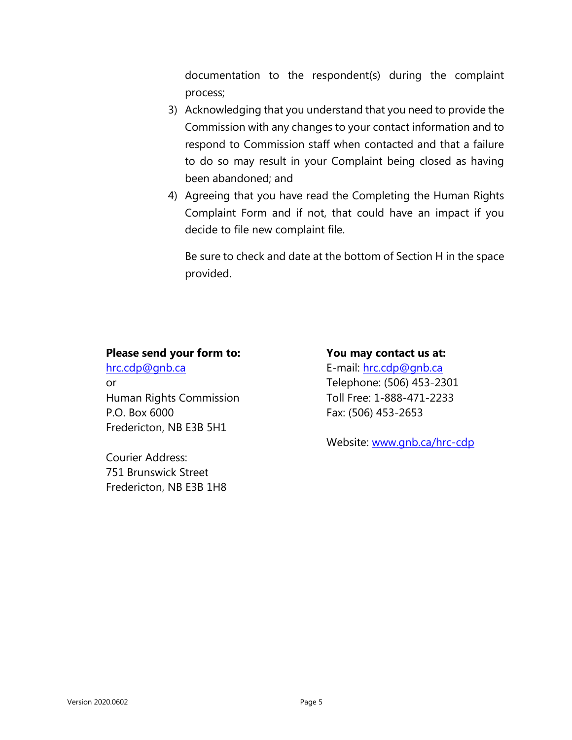documentation to the respondent(s) during the complaint process;

3) Acknowledging that you understand that you need to provide the Commission with any changes to your contact information and to respond to Commission staff when contacted and that a failure to do so may result in your Complaint being closed as having been abandoned; and
4) Agreeing that you have read the Completing the Human Rights Complaint Form and if not, that could have an impact if you decide to file new complaint file.

Be sure to check and date at the bottom of Section H in the space provided.

**Please send your form to:**
hrc.cdp@gnb.ca
or
Human Rights Commission
P.O. Box 6000
Fredericton, NB E3B 5H1

Courier Address:
751 Brunswick Street
Fredericton, NB E3B 1H8

**You may contact us at:**
E-mail: hrc.cdp@gnb.ca
Telephone: (506) 453-2301
Toll Free: 1-888-471-2233
Fax: (506) 453-2653

Website: www.gnb.ca/hrc-cdp

Version 2020.0602